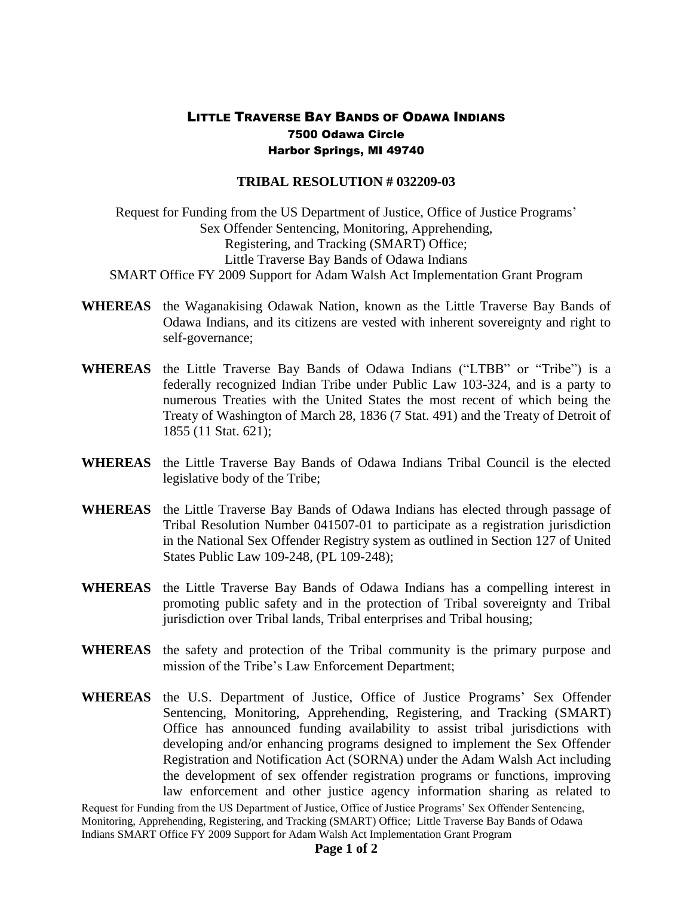# LITTLE TRAVERSE BAY BANDS OF ODAWA INDIANS

**7500 Odawa Circle**
**Harbor Springs, MI 49740**

## TRIBAL RESOLUTION # 032209-03

Request for Funding from the US Department of Justice, Office of Justice Programs' Sex Offender Sentencing, Monitoring, Apprehending, Registering, and Tracking (SMART) Office; Little Traverse Bay Bands of Odawa Indians SMART Office FY 2009 Support for Adam Walsh Act Implementation Grant Program

**WHEREAS** the Waganakising Odawak Nation, known as the Little Traverse Bay Bands of Odawa Indians, and its citizens are vested with inherent sovereignty and right to self-governance;

**WHEREAS** the Little Traverse Bay Bands of Odawa Indians ("LTBB" or "Tribe") is a federally recognized Indian Tribe under Public Law 103-324, and is a party to numerous Treaties with the United States the most recent of which being the Treaty of Washington of March 28, 1836 (7 Stat. 491) and the Treaty of Detroit of 1855 (11 Stat. 621);

**WHEREAS** the Little Traverse Bay Bands of Odawa Indians Tribal Council is the elected legislative body of the Tribe;

**WHEREAS** the Little Traverse Bay Bands of Odawa Indians has elected through passage of Tribal Resolution Number 041507-01 to participate as a registration jurisdiction in the National Sex Offender Registry system as outlined in Section 127 of United States Public Law 109-248, (PL 109-248);

**WHEREAS** the Little Traverse Bay Bands of Odawa Indians has a compelling interest in promoting public safety and in the protection of Tribal sovereignty and Tribal jurisdiction over Tribal lands, Tribal enterprises and Tribal housing;

**WHEREAS** the safety and protection of the Tribal community is the primary purpose and mission of the Tribe's Law Enforcement Department;

**WHEREAS** the U.S. Department of Justice, Office of Justice Programs' Sex Offender Sentencing, Monitoring, Apprehending, Registering, and Tracking (SMART) Office has announced funding availability to assist tribal jurisdictions with developing and/or enhancing programs designed to implement the Sex Offender Registration and Notification Act (SORNA) under the Adam Walsh Act including the development of sex offender registration programs or functions, improving law enforcement and other justice agency information sharing as related to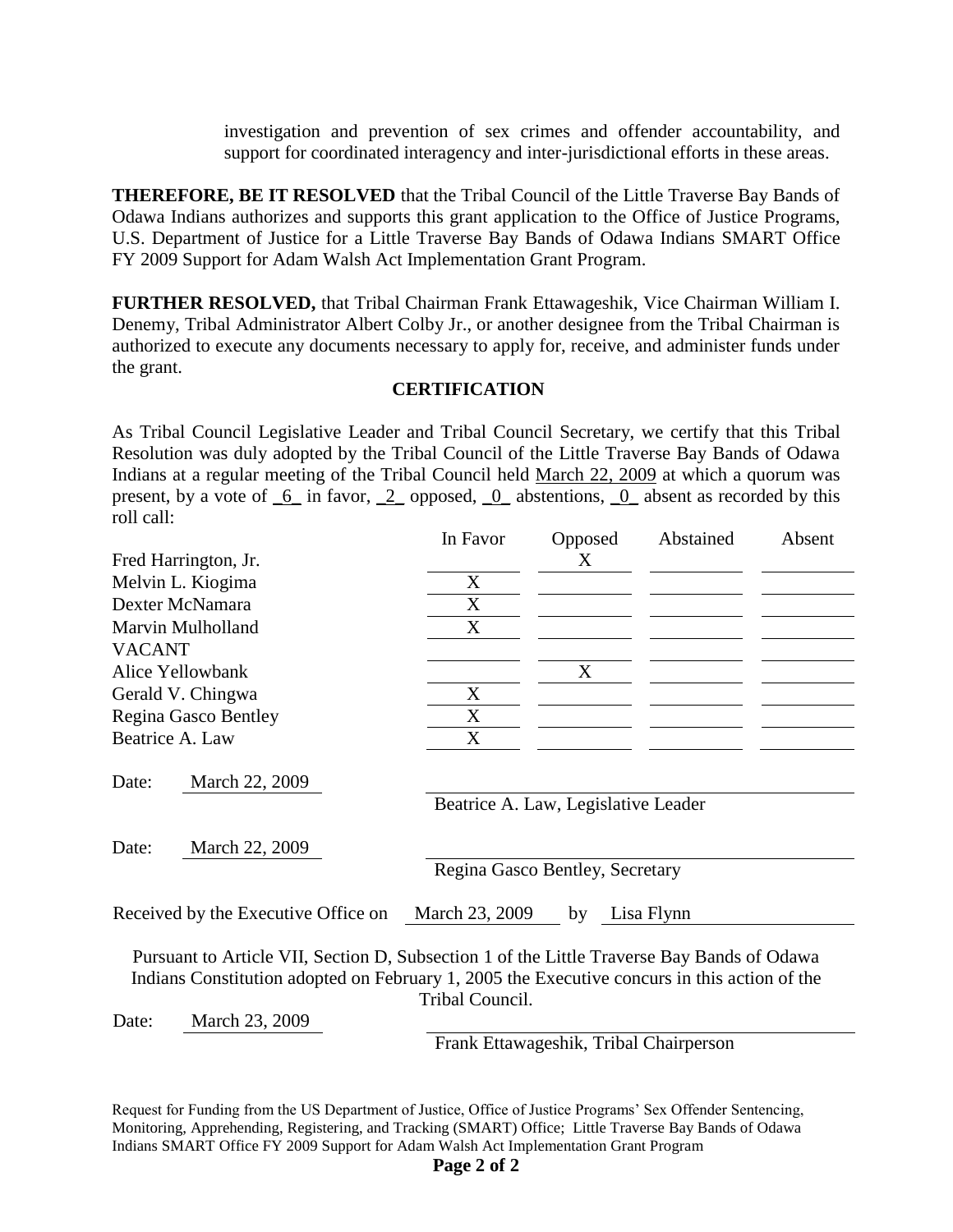investigation and prevention of sex crimes and offender accountability, and support for coordinated interagency and inter-jurisdictional efforts in these areas.

**THEREFORE, BE IT RESOLVED** that the Tribal Council of the Little Traverse Bay Bands of Odawa Indians authorizes and supports this grant application to the Office of Justice Programs, U.S. Department of Justice for a Little Traverse Bay Bands of Odawa Indians SMART Office FY 2009 Support for Adam Walsh Act Implementation Grant Program.

**FURTHER RESOLVED,** that Tribal Chairman Frank Ettawageshik, Vice Chairman William I. Denemy, Tribal Administrator Albert Colby Jr., or another designee from the Tribal Chairman is authorized to execute any documents necessary to apply for, receive, and administer funds under the grant.

## CERTIFICATION

As Tribal Council Legislative Leader and Tribal Council Secretary, we certify that this Tribal Resolution was duly adopted by the Tribal Council of the Little Traverse Bay Bands of Odawa Indians at a regular meeting of the Tribal Council held March 22, 2009 at which a quorum was present, by a vote of 6 in favor, 2 opposed, 0 abstentions, 0 absent as recorded by this roll call:

| | In Favor | Opposed | Abstained | Absent |
|---|---|---|---|---|
| Fred Harrington, Jr. | | X | | |
| Melvin L. Kiogima | X | | | |
| Dexter McNamara | X | | | |
| Marvin Mulholland | X | | | |
| VACANT | | | | |
| Alice Yellowbank | | X | | |
| Gerald V. Chingwa | X | | | |
| Regina Gasco Bentley | X | | | |
| Beatrice A. Law | X | | | |

Date: March 22, 2009

Beatrice A. Law, Legislative Leader

Date: March 22, 2009

Regina Gasco Bentley, Secretary

Received by the Executive Office on March 23, 2009 by Lisa Flynn

Pursuant to Article VII, Section D, Subsection 1 of the Little Traverse Bay Bands of Odawa Indians Constitution adopted on February 1, 2005 the Executive concurs in this action of the Tribal Council.

Date: March 23, 2009

Frank Ettawageshik, Tribal Chairperson

Request for Funding from the US Department of Justice, Office of Justice Programs' Sex Offender Sentencing, Monitoring, Apprehending, Registering, and Tracking (SMART) Office; Little Traverse Bay Bands of Odawa Indians SMART Office FY 2009 Support for Adam Walsh Act Implementation Grant Program